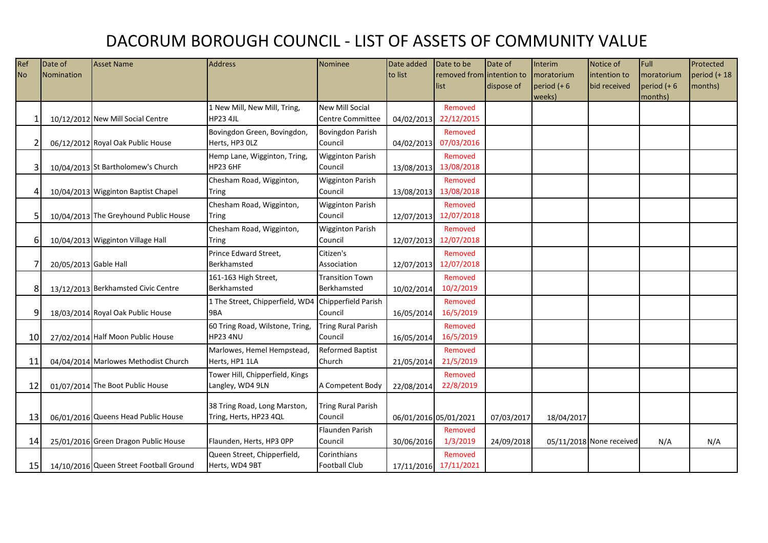# DACORUM BOROUGH COUNCIL - LIST OF ASSETS OF COMMUNITY VALUE

| Ref No | Date of Nomination | Asset Name | Address | Nominee | Date added to list | Date to be removed from list | Date of intention to dispose of | Interim moratorium period (+ 6 weeks) | Notice of intention to bid received | Full moratorium period (+ 6 months) | Protected period (+ 18 months) |
|---|---|---|---|---|---|---|---|---|---|---|---|
| 1 | 10/12/2012 | New Mill Social Centre | 1 New Mill, New Mill, Tring, HP23 4JL | New Mill Social Centre Committee | 04/02/2013 | Removed 22/12/2015 | | | | | |
| 2 | 06/12/2012 | Royal Oak Public House | Bovingdon Green, Bovingdon, Herts, HP3 0LZ | Bovingdon Parish Council | 04/02/2013 | Removed 07/03/2016 | | | | | |
| 3 | 10/04/2013 | St Bartholomew's Church | Hemp Lane, Wigginton, Tring, HP23 6HF | Wigginton Parish Council | 13/08/2013 | Removed 13/08/2018 | | | | | |
| 4 | 10/04/2013 | Wigginton Baptist Chapel | Chesham Road, Wigginton, Tring | Wigginton Parish Council | 13/08/2013 | Removed 13/08/2018 | | | | | |
| 5 | 10/04/2013 | The Greyhound Public House | Chesham Road, Wigginton, Tring | Wigginton Parish Council | 12/07/2013 | Removed 12/07/2018 | | | | | |
| 6 | 10/04/2013 | Wigginton Village Hall | Chesham Road, Wigginton, Tring | Wigginton Parish Council | 12/07/2013 | Removed 12/07/2018 | | | | | |
| 7 | 20/05/2013 | Gable Hall | Prince Edward Street, Berkhamsted | Citizen's Association | 12/07/2013 | Removed 12/07/2018 | | | | | |
| 8 | 13/12/2013 | Berkhamsted Civic Centre | 161-163 High Street, Berkhamsted | Transition Town Berkhamsted | 10/02/2014 | Removed 10/2/2019 | | | | | |
| 9 | 18/03/2014 | Royal Oak Public House | 1 The Street, Chipperfield, WD4 9BA | Chipperfield Parish Council | 16/05/2014 | Removed 16/5/2019 | | | | | |
| 10 | 27/02/2014 | Half Moon Public House | 60 Tring Road, Wilstone, Tring, HP23 4NU | Tring Rural Parish Council | 16/05/2014 | Removed 16/5/2019 | | | | | |
| 11 | 04/04/2014 | Marlowes Methodist Church | Marlowes, Hemel Hempstead, Herts, HP1 1LA | Reformed Baptist Church | 21/05/2014 | Removed 21/5/2019 | | | | | |
| 12 | 01/07/2014 | The Boot Public House | Tower Hill, Chipperfield, Kings Langley, WD4 9LN | A Competent Body | 22/08/2014 | Removed 22/8/2019 | | | | | |
| 13 | 06/01/2016 | Queens Head Public House | 38 Tring Road, Long Marston, Tring, Herts, HP23 4QL | Tring Rural Parish Council | 06/01/2016 | 05/01/2021 | 07/03/2017 | 18/04/2017 | | | |
| 14 | 25/01/2016 | Green Dragon Public House | Flaunden, Herts, HP3 0PP | Flaunden Parish Council | 30/06/2016 | Removed 1/3/2019 | 24/09/2018 | 05/11/2018 | None received | N/A | N/A |
| 15 | 14/10/2016 | Queen Street Football Ground | Queen Street, Chipperfield, Herts, WD4 9BT | Corinthians Football Club | 17/11/2016 | Removed 17/11/2021 | | | | | |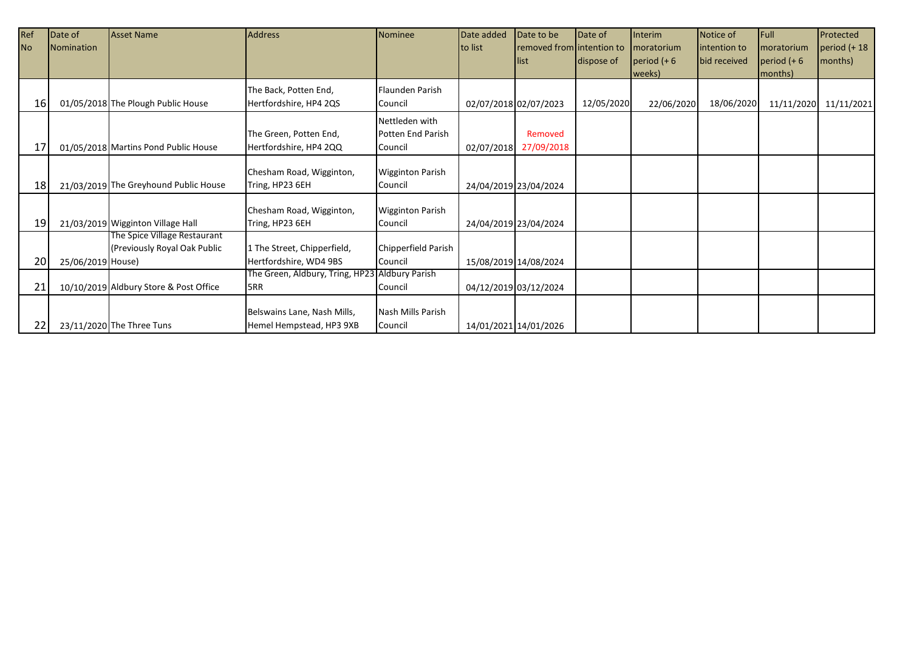| Ref No | Date of Nomination | Asset Name | Address | Nominee | Date added to list | Date to be removed from list | Date of intention to dispose of | Interim moratorium period (+ 6 weeks) | Notice of intention to bid received | Full moratorium period (+ 6 months) | Protected period (+ 18 months) |
|---|---|---|---|---|---|---|---|---|---|---|---|
| 16 | 01/05/2018 | The Plough Public House | The Back, Potten End, Hertfordshire, HP4 2QS | Flaunden Parish Council | 02/07/2018 | 02/07/2023 | 12/05/2020 | 22/06/2020 | 18/06/2020 | 11/11/2020 | 11/11/2021 |
| 17 | 01/05/2018 | Martins Pond Public House | The Green, Potten End, Hertfordshire, HP4 2QQ | Nettleden with Potten End Parish Council | 02/07/2018 | Removed 27/09/2018 | | | | | |
| 18 | 21/03/2019 | The Greyhound Public House | Chesham Road, Wigginton, Tring, HP23 6EH | Wigginton Parish Council | 24/04/2019 | 23/04/2024 | | | | | |
| 19 | 21/03/2019 | Wigginton Village Hall | Chesham Road, Wigginton, Tring, HP23 6EH | Wigginton Parish Council | 24/04/2019 | 23/04/2024 | | | | | |
| 20 | 25/06/2019 | The Spice Village Restaurant (Previously Royal Oak Public House) | 1 The Street, Chipperfield, Hertfordshire, WD4 9BS | Chipperfield Parish Council | 15/08/2019 | 14/08/2024 | | | | | |
| 21 | 10/10/2019 | Aldbury Store & Post Office | The Green, Aldbury, Tring, HP23 5RR | Aldbury Parish Council | 04/12/2019 | 03/12/2024 | | | | | |
| 22 | 23/11/2020 | The Three Tuns | Belswains Lane, Nash Mills, Hemel Hempstead, HP3 9XB | Nash Mills Parish Council | 14/01/2021 | 14/01/2026 | | | | | |